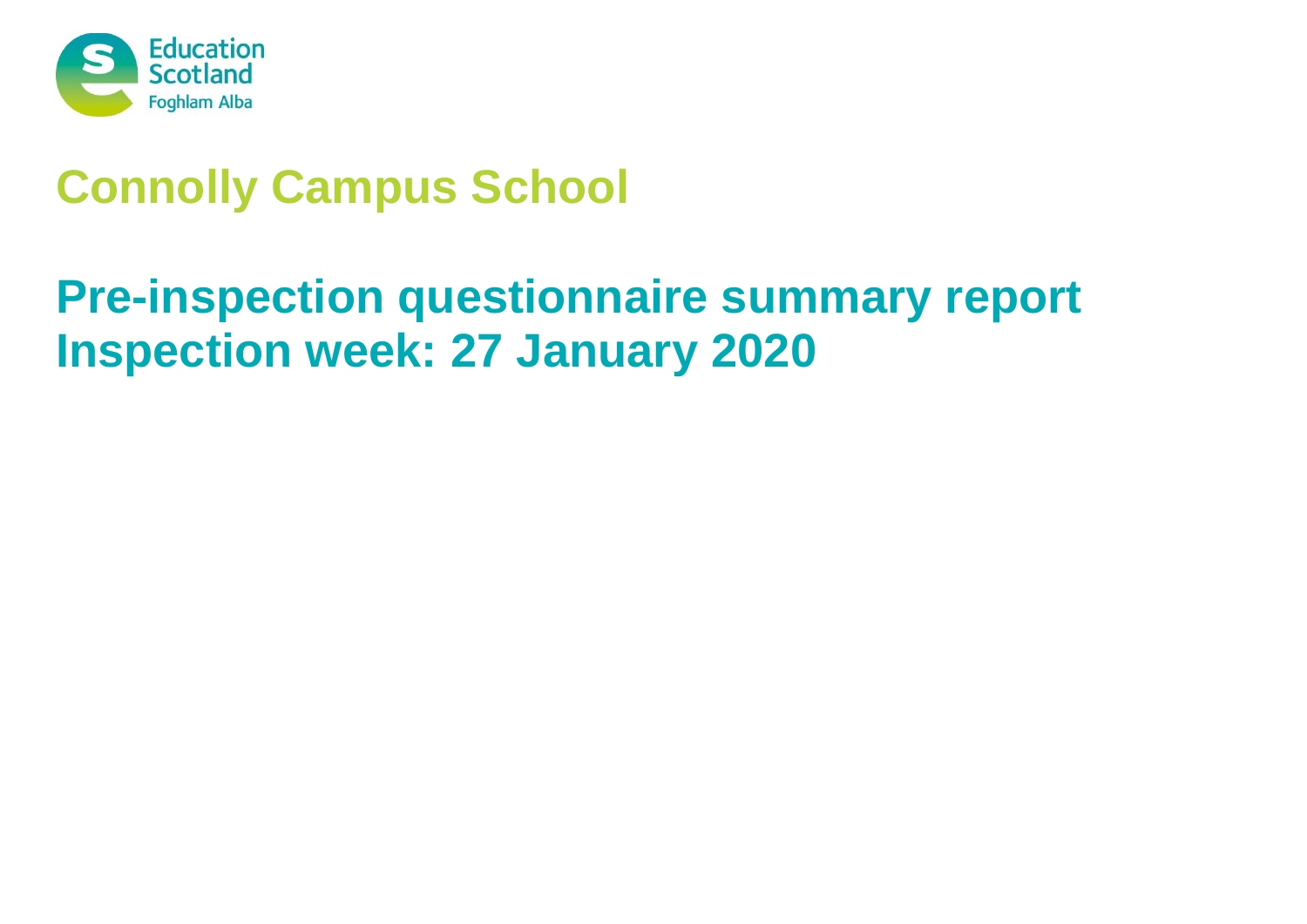# Connolly Campus School

## Pre-inspection questionnaire summary report
## Inspection week: 27 January 2020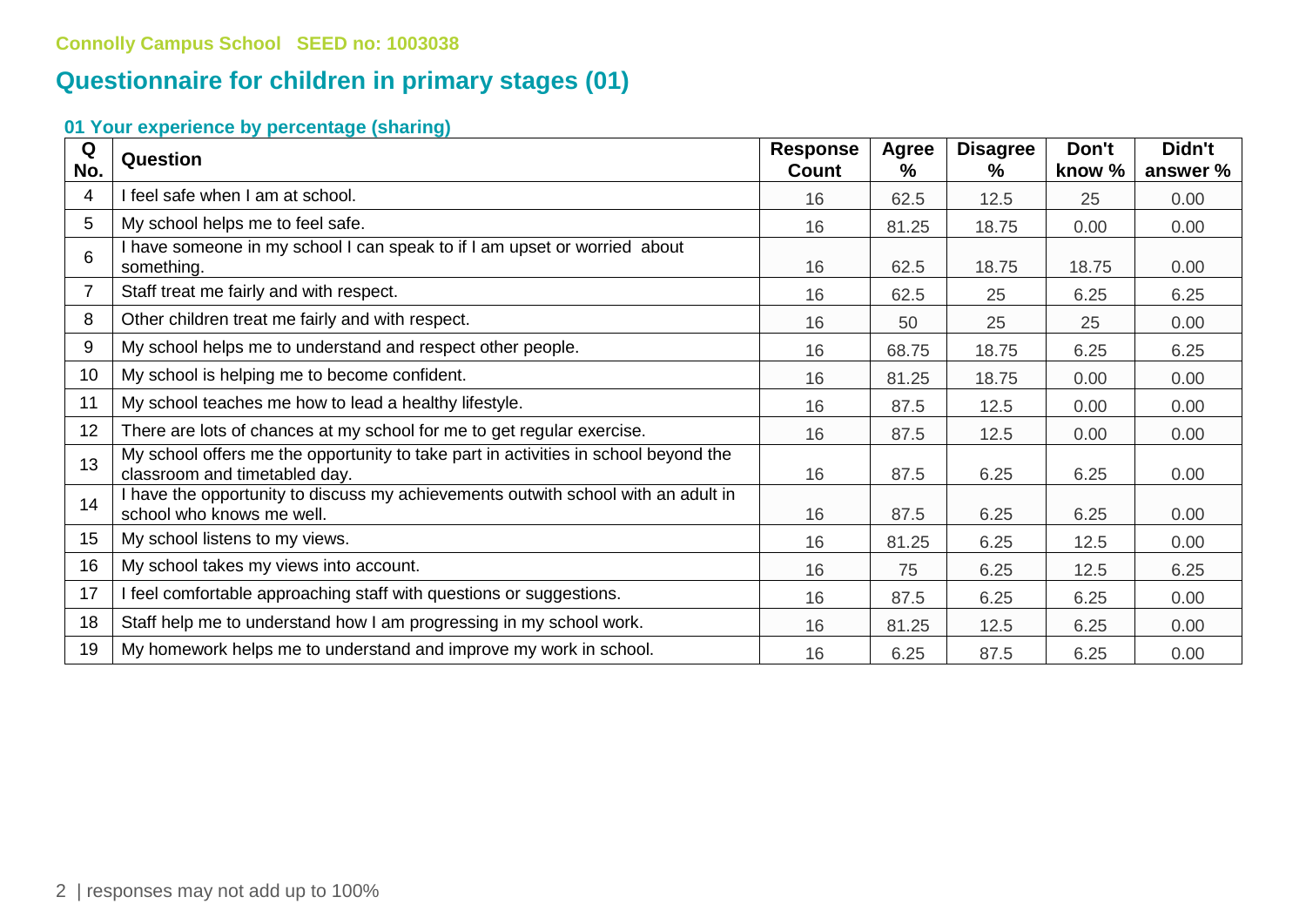Connolly Campus School SEED no: 1003038

# Questionnaire for children in primary stages (01)

### 01 Your experience by percentage (sharing)

| Q No. | Question | Response Count | Agree % | Disagree % | Don't know % | Didn't answer % |
|---|---|---|---|---|---|---|
| 4 | I feel safe when I am at school. | 16 | 62.5 | 12.5 | 25 | 0.00 |
| 5 | My school helps me to feel safe. | 16 | 81.25 | 18.75 | 0.00 | 0.00 |
| 6 | I have someone in my school I can speak to if I am upset or worried about something. | 16 | 62.5 | 18.75 | 18.75 | 0.00 |
| 7 | Staff treat me fairly and with respect. | 16 | 62.5 | 25 | 6.25 | 6.25 |
| 8 | Other children treat me fairly and with respect. | 16 | 50 | 25 | 25 | 0.00 |
| 9 | My school helps me to understand and respect other people. | 16 | 68.75 | 18.75 | 6.25 | 6.25 |
| 10 | My school is helping me to become confident. | 16 | 81.25 | 18.75 | 0.00 | 0.00 |
| 11 | My school teaches me how to lead a healthy lifestyle. | 16 | 87.5 | 12.5 | 0.00 | 0.00 |
| 12 | There are lots of chances at my school for me to get regular exercise. | 16 | 87.5 | 12.5 | 0.00 | 0.00 |
| 13 | My school offers me the opportunity to take part in activities in school beyond the classroom and timetabled day. | 16 | 87.5 | 6.25 | 6.25 | 0.00 |
| 14 | I have the opportunity to discuss my achievements outwith school with an adult in school who knows me well. | 16 | 87.5 | 6.25 | 6.25 | 0.00 |
| 15 | My school listens to my views. | 16 | 81.25 | 6.25 | 12.5 | 0.00 |
| 16 | My school takes my views into account. | 16 | 75 | 6.25 | 12.5 | 6.25 |
| 17 | I feel comfortable approaching staff with questions or suggestions. | 16 | 87.5 | 6.25 | 6.25 | 0.00 |
| 18 | Staff help me to understand how I am progressing in my school work. | 16 | 81.25 | 12.5 | 6.25 | 0.00 |
| 19 | My homework helps me to understand and improve my work in school. | 16 | 6.25 | 87.5 | 6.25 | 0.00 |

responses may not add up to 100%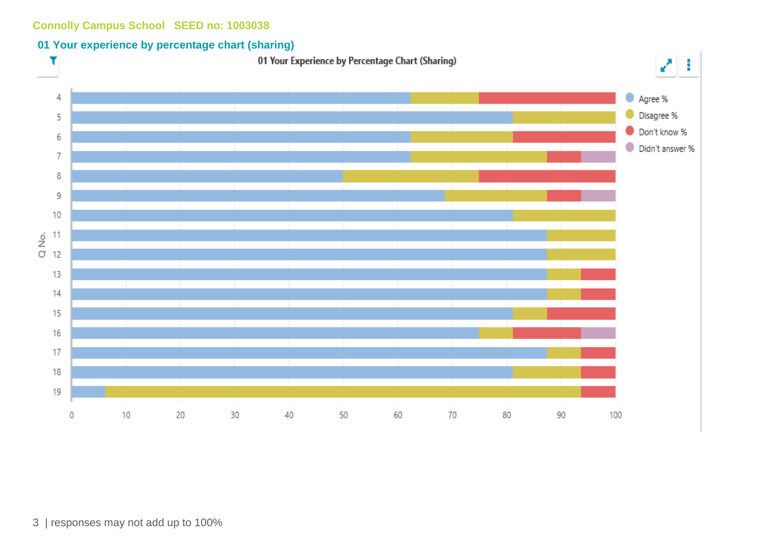Connolly Campus School   SEED no: 1003038

## 01 Your experience by percentage chart (sharing)

01 Your Experience by Percentage Chart (Sharing)

Agree % | Disagree % | Don't know % | Didn't answer %

Q No. 4, 5, 6, 7, 8, 9, 10, 11, 12, 13, 14, 15, 16, 17, 18, 19

0 10 20 30 40 50 60 70 80 90 100

responses may not add up to 100%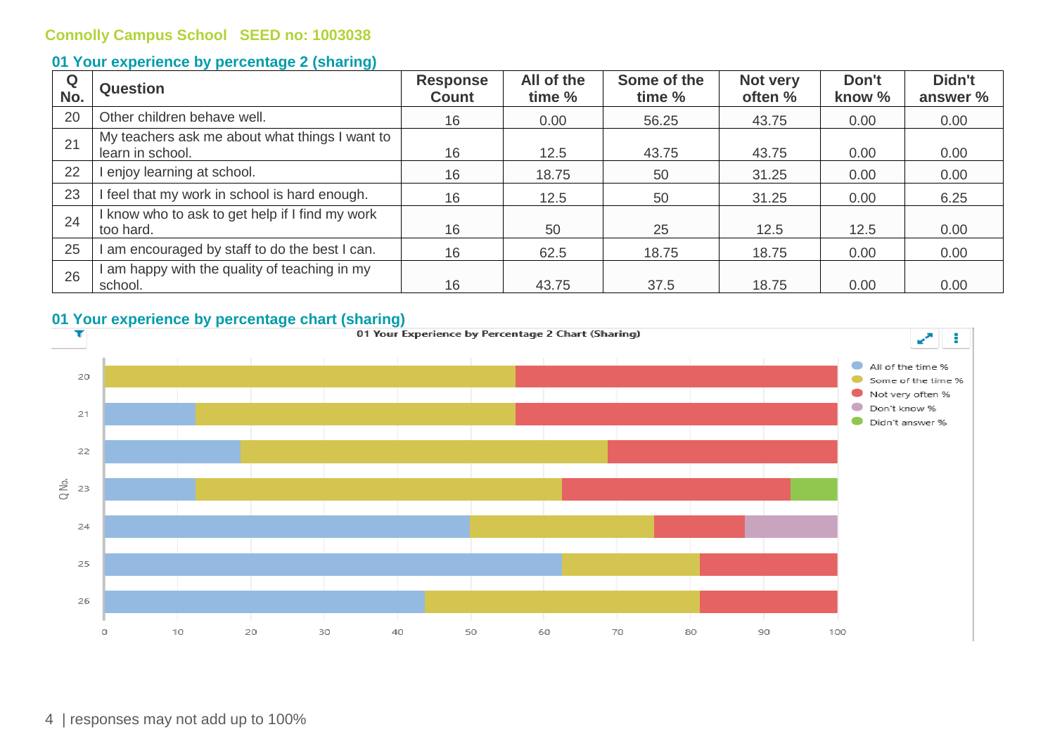**Connolly Campus School SEED no: 1003038**

## 01 Your experience by percentage 2 (sharing)

| Q No. | Question | Response Count | All of the time % | Some of the time % | Not very often % | Don't know % | Didn't answer % |
|---|---|---|---|---|---|---|---|
| 20 | Other children behave well. | 16 | 0.00 | 56.25 | 43.75 | 0.00 | 0.00 |
| 21 | My teachers ask me about what things I want to learn in school. | 16 | 12.5 | 43.75 | 43.75 | 0.00 | 0.00 |
| 22 | I enjoy learning at school. | 16 | 18.75 | 50 | 31.25 | 0.00 | 0.00 |
| 23 | I feel that my work in school is hard enough. | 16 | 12.5 | 50 | 31.25 | 0.00 | 6.25 |
| 24 | I know who to ask to get help if I find my work too hard. | 16 | 50 | 25 | 12.5 | 12.5 | 0.00 |
| 25 | I am encouraged by staff to do the best I can. | 16 | 62.5 | 18.75 | 18.75 | 0.00 | 0.00 |
| 26 | I am happy with the quality of teaching in my school. | 16 | 43.75 | 37.5 | 18.75 | 0.00 | 0.00 |

## 01 Your experience by percentage chart (sharing)

01 Your Experience by Percentage 2 Chart (Sharing)

responses may not add up to 100%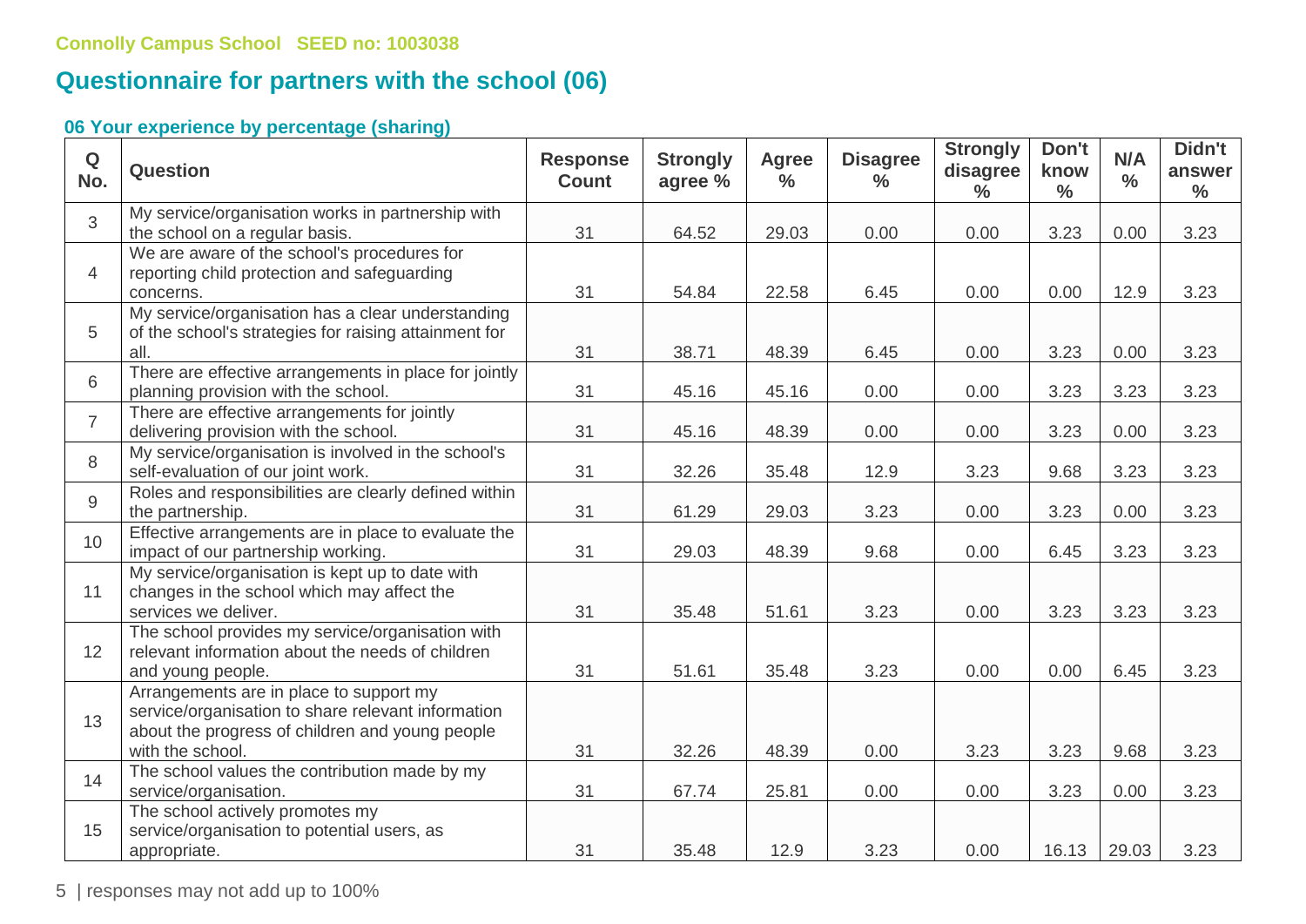Connolly Campus School   SEED no: 1003038

## Questionnaire for partners with the school (06)

### 06 Your experience by percentage (sharing)

| Q No. | Question | Response Count | Strongly agree % | Agree % | Disagree % | Strongly disagree % | Don't know % | N/A % | Didn't answer % |
|---|---|---|---|---|---|---|---|---|---|
| 3 | My service/organisation works in partnership with the school on a regular basis. | 31 | 64.52 | 29.03 | 0.00 | 0.00 | 3.23 | 0.00 | 3.23 |
| 4 | We are aware of the school's procedures for reporting child protection and safeguarding concerns. | 31 | 54.84 | 22.58 | 6.45 | 0.00 | 0.00 | 12.9 | 3.23 |
| 5 | My service/organisation has a clear understanding of the school's strategies for raising attainment for all. | 31 | 38.71 | 48.39 | 6.45 | 0.00 | 3.23 | 0.00 | 3.23 |
| 6 | There are effective arrangements in place for jointly planning provision with the school. | 31 | 45.16 | 45.16 | 0.00 | 0.00 | 3.23 | 3.23 | 3.23 |
| 7 | There are effective arrangements for jointly delivering provision with the school. | 31 | 45.16 | 48.39 | 0.00 | 0.00 | 3.23 | 0.00 | 3.23 |
| 8 | My service/organisation is involved in the school's self-evaluation of our joint work. | 31 | 32.26 | 35.48 | 12.9 | 3.23 | 9.68 | 3.23 | 3.23 |
| 9 | Roles and responsibilities are clearly defined within the partnership. | 31 | 61.29 | 29.03 | 3.23 | 0.00 | 3.23 | 0.00 | 3.23 |
| 10 | Effective arrangements are in place to evaluate the impact of our partnership working. | 31 | 29.03 | 48.39 | 9.68 | 0.00 | 6.45 | 3.23 | 3.23 |
| 11 | My service/organisation is kept up to date with changes in the school which may affect the services we deliver. | 31 | 35.48 | 51.61 | 3.23 | 0.00 | 3.23 | 3.23 | 3.23 |
| 12 | The school provides my service/organisation with relevant information about the needs of children and young people. | 31 | 51.61 | 35.48 | 3.23 | 0.00 | 0.00 | 6.45 | 3.23 |
| 13 | Arrangements are in place to support my service/organisation to share relevant information about the progress of children and young people with the school. | 31 | 32.26 | 48.39 | 0.00 | 3.23 | 3.23 | 9.68 | 3.23 |
| 14 | The school values the contribution made by my service/organisation. | 31 | 67.74 | 25.81 | 0.00 | 0.00 | 3.23 | 0.00 | 3.23 |
| 15 | The school actively promotes my service/organisation to potential users, as appropriate. | 31 | 35.48 | 12.9 | 3.23 | 0.00 | 16.13 | 29.03 | 3.23 |

responses may not add up to 100%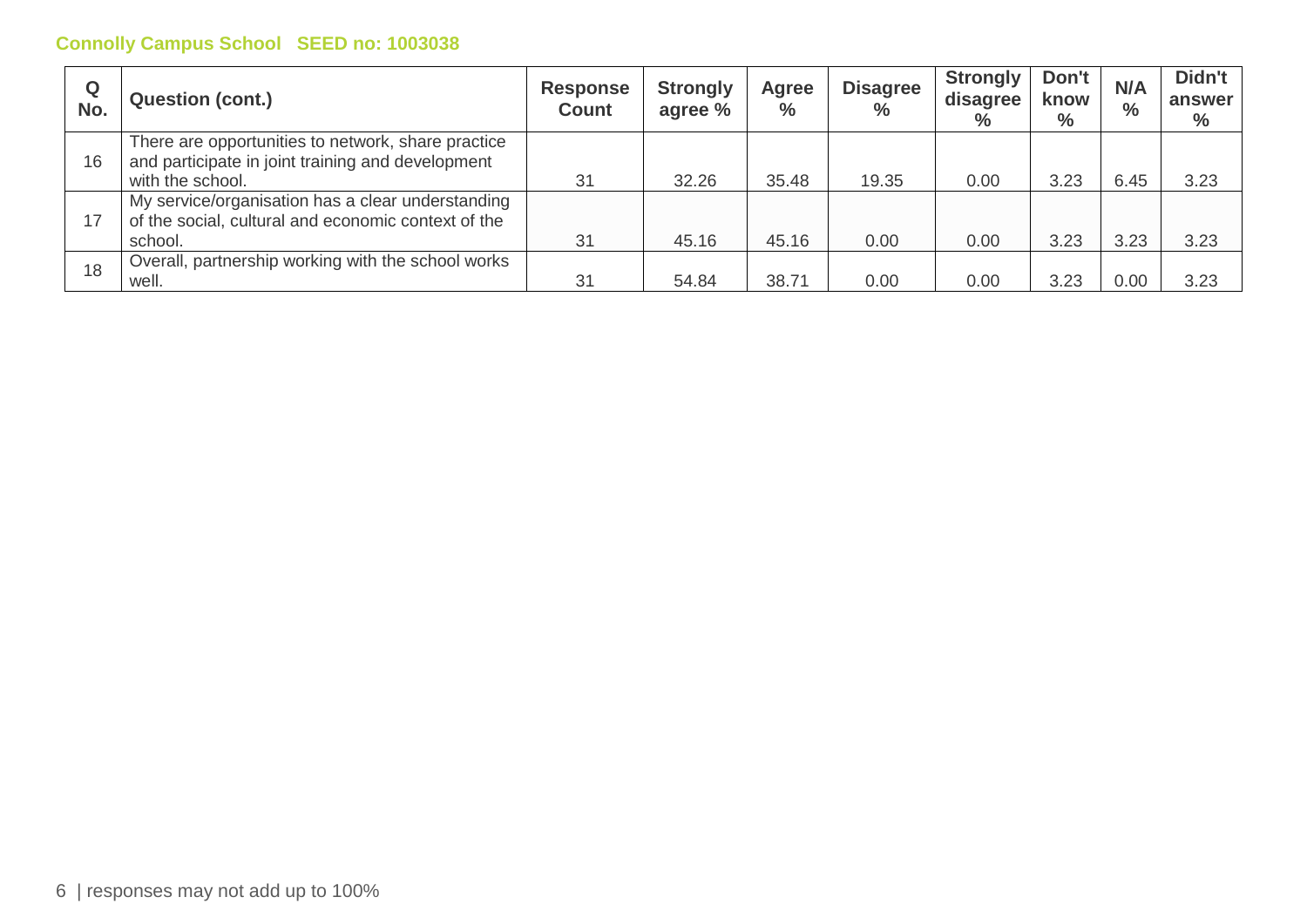**Connolly Campus School   SEED no: 1003038**

| Q No. | Question (cont.) | Response Count | Strongly agree % | Agree % | Disagree % | Strongly disagree % | Don't know % | N/A % | Didn't answer % |
|---|---|---|---|---|---|---|---|---|---|
| 16 | There are opportunities to network, share practice and participate in joint training and development with the school. | 31 | 32.26 | 35.48 | 19.35 | 0.00 | 3.23 | 6.45 | 3.23 |
| 17 | My service/organisation has a clear understanding of the social, cultural and economic context of the school. | 31 | 45.16 | 45.16 | 0.00 | 0.00 | 3.23 | 3.23 | 3.23 |
| 18 | Overall, partnership working with the school works well. | 31 | 54.84 | 38.71 | 0.00 | 0.00 | 3.23 | 0.00 | 3.23 |

responses may not add up to 100%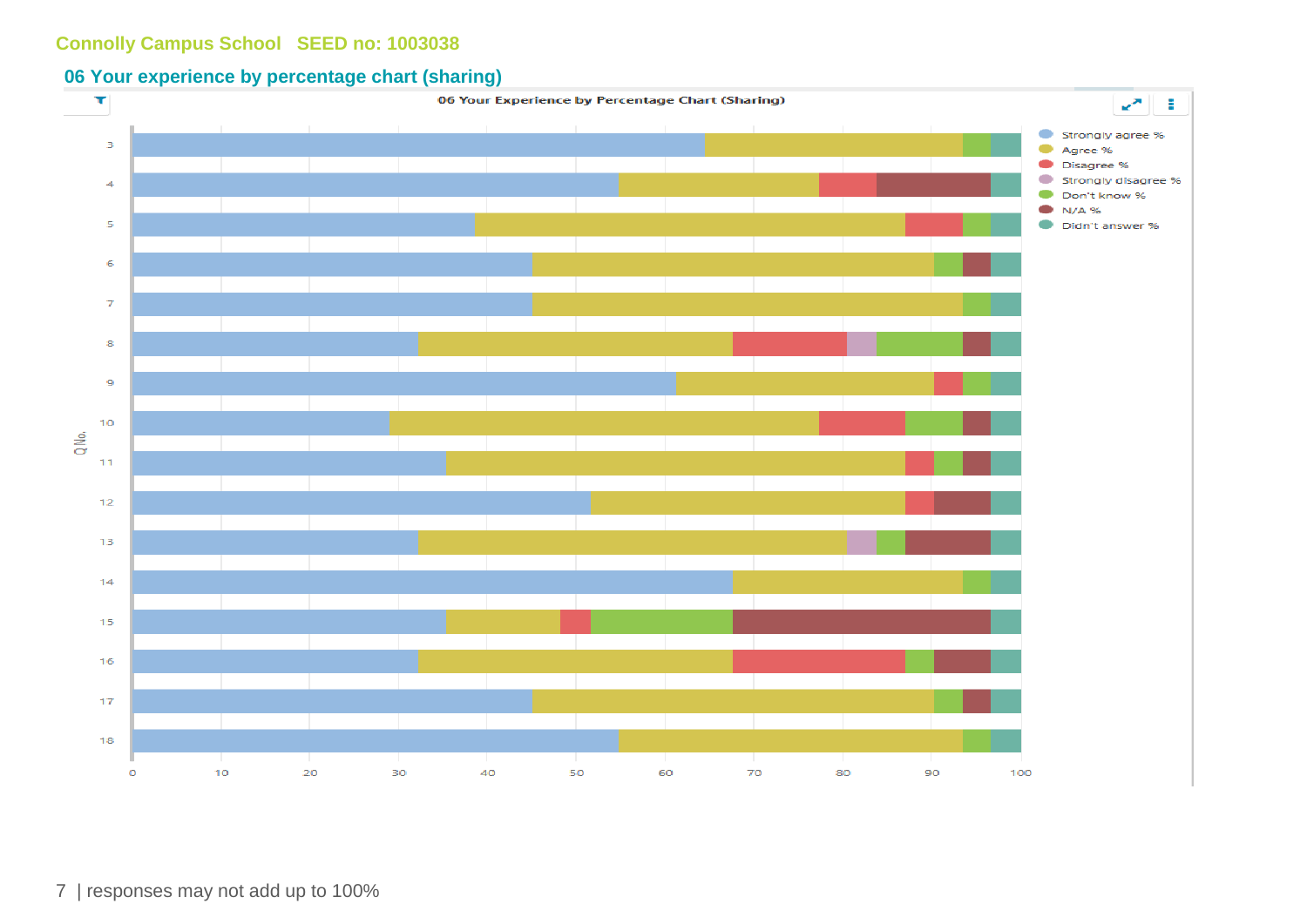Connolly Campus School SEED no: 1003038

## 06 Your experience by percentage chart (sharing)

06 Your Experience by Percentage Chart (Sharing)

Strongly agree %
Agree %
Disagree %
Strongly disagree %
Don't know %
N/A %
Didn't answer %

Q No.

3
4
5
6
7
8
9
10
11
12
13
14
15
16
17
18

0 10 20 30 40 50 60 70 80 90 100

| responses may not add up to 100%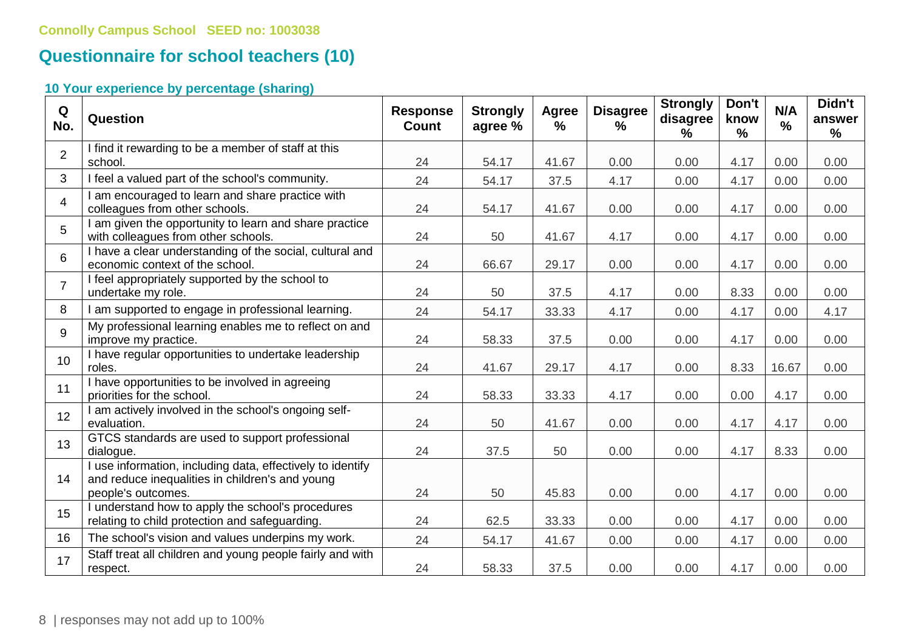Connolly Campus School SEED no: 1003038

## Questionnaire for school teachers (10)

### 10 Your experience by percentage (sharing)

| Q No. | Question | Response Count | Strongly agree % | Agree % | Disagree % | Strongly disagree % | Don't know % | N/A % | Didn't answer % |
|---|---|---|---|---|---|---|---|---|---|
| 2 | I find it rewarding to be a member of staff at this school. | 24 | 54.17 | 41.67 | 0.00 | 0.00 | 4.17 | 0.00 | 0.00 |
| 3 | I feel a valued part of the school's community. | 24 | 54.17 | 37.5 | 4.17 | 0.00 | 4.17 | 0.00 | 0.00 |
| 4 | I am encouraged to learn and share practice with colleagues from other schools. | 24 | 54.17 | 41.67 | 0.00 | 0.00 | 4.17 | 0.00 | 0.00 |
| 5 | I am given the opportunity to learn and share practice with colleagues from other schools. | 24 | 50 | 41.67 | 4.17 | 0.00 | 4.17 | 0.00 | 0.00 |
| 6 | I have a clear understanding of the social, cultural and economic context of the school. | 24 | 66.67 | 29.17 | 0.00 | 0.00 | 4.17 | 0.00 | 0.00 |
| 7 | I feel appropriately supported by the school to undertake my role. | 24 | 50 | 37.5 | 4.17 | 0.00 | 8.33 | 0.00 | 0.00 |
| 8 | I am supported to engage in professional learning. | 24 | 54.17 | 33.33 | 4.17 | 0.00 | 4.17 | 0.00 | 4.17 |
| 9 | My professional learning enables me to reflect on and improve my practice. | 24 | 58.33 | 37.5 | 0.00 | 0.00 | 4.17 | 0.00 | 0.00 |
| 10 | I have regular opportunities to undertake leadership roles. | 24 | 41.67 | 29.17 | 4.17 | 0.00 | 8.33 | 16.67 | 0.00 |
| 11 | I have opportunities to be involved in agreeing priorities for the school. | 24 | 58.33 | 33.33 | 4.17 | 0.00 | 0.00 | 4.17 | 0.00 |
| 12 | I am actively involved in the school's ongoing self-evaluation. | 24 | 50 | 41.67 | 0.00 | 0.00 | 4.17 | 4.17 | 0.00 |
| 13 | GTCS standards are used to support professional dialogue. | 24 | 37.5 | 50 | 0.00 | 0.00 | 4.17 | 8.33 | 0.00 |
| 14 | I use information, including data, effectively to identify and reduce inequalities in children's and young people's outcomes. | 24 | 50 | 45.83 | 0.00 | 0.00 | 4.17 | 0.00 | 0.00 |
| 15 | I understand how to apply the school's procedures relating to child protection and safeguarding. | 24 | 62.5 | 33.33 | 0.00 | 0.00 | 4.17 | 0.00 | 0.00 |
| 16 | The school's vision and values underpins my work. | 24 | 54.17 | 41.67 | 0.00 | 0.00 | 4.17 | 0.00 | 0.00 |
| 17 | Staff treat all children and young people fairly and with respect. | 24 | 58.33 | 37.5 | 0.00 | 0.00 | 4.17 | 0.00 | 0.00 |

responses may not add up to 100%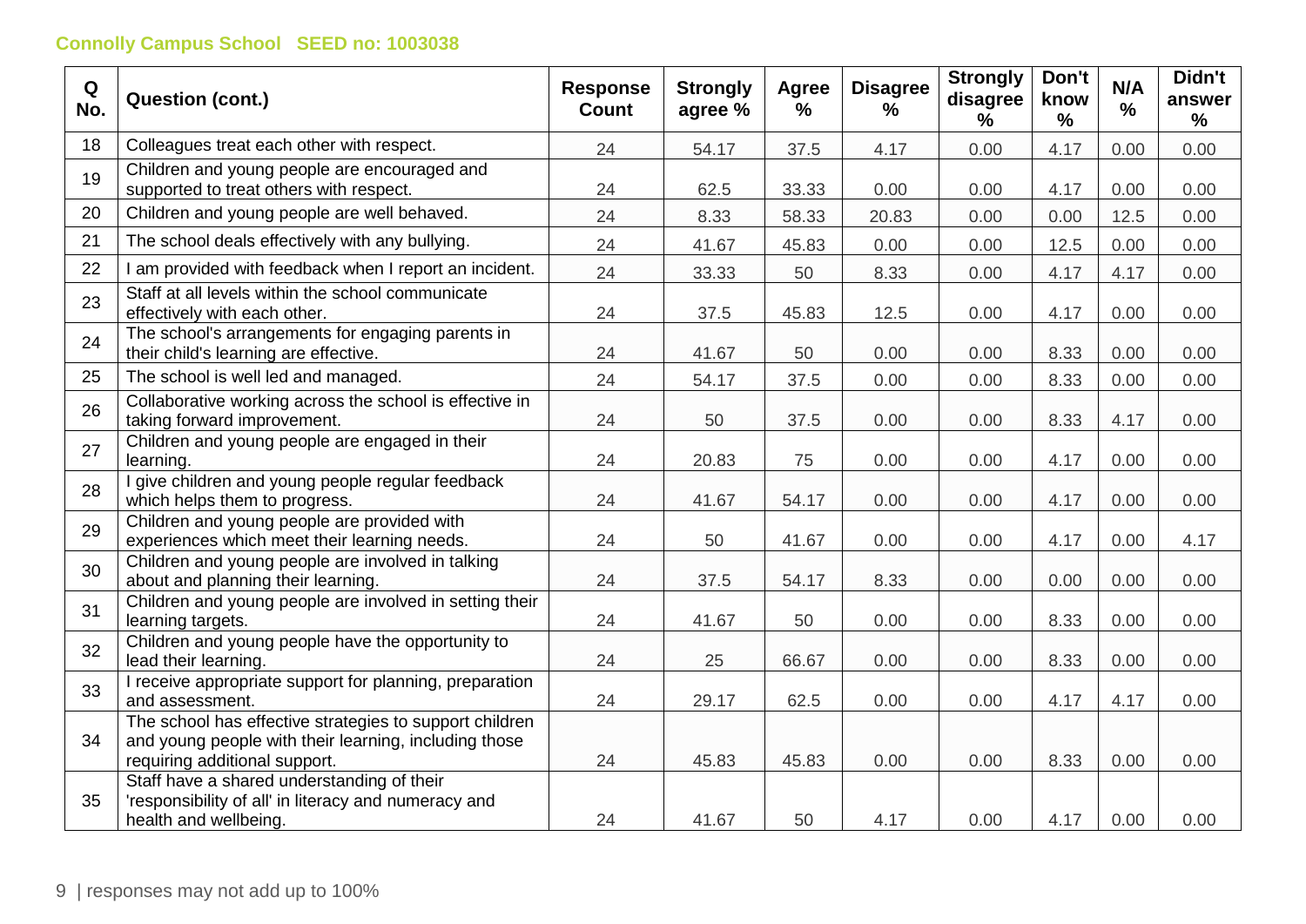**Connolly Campus School   SEED no: 1003038**

| Q No. | Question (cont.) | Response Count | Strongly agree % | Agree % | Disagree % | Strongly disagree % | Don't know % | N/A % | Didn't answer % |
|---|---|---|---|---|---|---|---|---|---|
| 18 | Colleagues treat each other with respect. | 24 | 54.17 | 37.5 | 4.17 | 0.00 | 4.17 | 0.00 | 0.00 |
| 19 | Children and young people are encouraged and supported to treat others with respect. | 24 | 62.5 | 33.33 | 0.00 | 0.00 | 4.17 | 0.00 | 0.00 |
| 20 | Children and young people are well behaved. | 24 | 8.33 | 58.33 | 20.83 | 0.00 | 0.00 | 12.5 | 0.00 |
| 21 | The school deals effectively with any bullying. | 24 | 41.67 | 45.83 | 0.00 | 0.00 | 12.5 | 0.00 | 0.00 |
| 22 | I am provided with feedback when I report an incident. | 24 | 33.33 | 50 | 8.33 | 0.00 | 4.17 | 4.17 | 0.00 |
| 23 | Staff at all levels within the school communicate effectively with each other. | 24 | 37.5 | 45.83 | 12.5 | 0.00 | 4.17 | 0.00 | 0.00 |
| 24 | The school's arrangements for engaging parents in their child's learning are effective. | 24 | 41.67 | 50 | 0.00 | 0.00 | 8.33 | 0.00 | 0.00 |
| 25 | The school is well led and managed. | 24 | 54.17 | 37.5 | 0.00 | 0.00 | 8.33 | 0.00 | 0.00 |
| 26 | Collaborative working across the school is effective in taking forward improvement. | 24 | 50 | 37.5 | 0.00 | 0.00 | 8.33 | 4.17 | 0.00 |
| 27 | Children and young people are engaged in their learning. | 24 | 20.83 | 75 | 0.00 | 0.00 | 4.17 | 0.00 | 0.00 |
| 28 | I give children and young people regular feedback which helps them to progress. | 24 | 41.67 | 54.17 | 0.00 | 0.00 | 4.17 | 0.00 | 0.00 |
| 29 | Children and young people are provided with experiences which meet their learning needs. | 24 | 50 | 41.67 | 0.00 | 0.00 | 4.17 | 0.00 | 4.17 |
| 30 | Children and young people are involved in talking about and planning their learning. | 24 | 37.5 | 54.17 | 8.33 | 0.00 | 0.00 | 0.00 | 0.00 |
| 31 | Children and young people are involved in setting their learning targets. | 24 | 41.67 | 50 | 0.00 | 0.00 | 8.33 | 0.00 | 0.00 |
| 32 | Children and young people have the opportunity to lead their learning. | 24 | 25 | 66.67 | 0.00 | 0.00 | 8.33 | 0.00 | 0.00 |
| 33 | I receive appropriate support for planning, preparation and assessment. | 24 | 29.17 | 62.5 | 0.00 | 0.00 | 4.17 | 4.17 | 0.00 |
| 34 | The school has effective strategies to support children and young people with their learning, including those requiring additional support. | 24 | 45.83 | 45.83 | 0.00 | 0.00 | 8.33 | 0.00 | 0.00 |
| 35 | Staff have a shared understanding of their 'responsibility of all' in literacy and numeracy and health and wellbeing. | 24 | 41.67 | 50 | 4.17 | 0.00 | 4.17 | 0.00 | 0.00 |

responses may not add up to 100%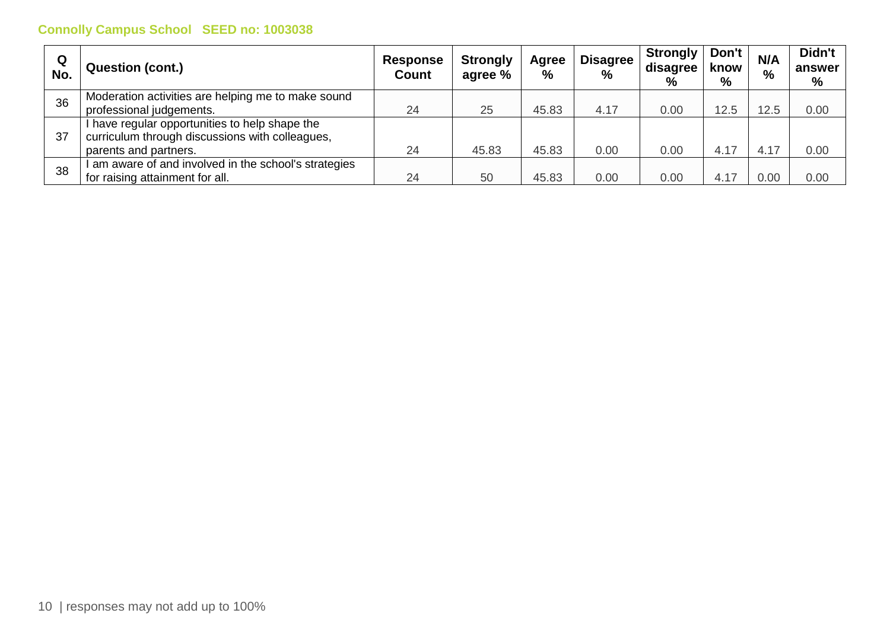**Connolly Campus School SEED no: 1003038**

| Q No. | Question (cont.) | Response Count | Strongly agree % | Agree % | Disagree % | Strongly disagree % | Don't know % | N/A % | Didn't answer % |
|---|---|---|---|---|---|---|---|---|---|
| 36 | Moderation activities are helping me to make sound professional judgements. | 24 | 25 | 45.83 | 4.17 | 0.00 | 12.5 | 12.5 | 0.00 |
| 37 | I have regular opportunities to help shape the curriculum through discussions with colleagues, parents and partners. | 24 | 45.83 | 45.83 | 0.00 | 0.00 | 4.17 | 4.17 | 0.00 |
| 38 | I am aware of and involved in the school's strategies for raising attainment for all. | 24 | 50 | 45.83 | 0.00 | 0.00 | 4.17 | 0.00 | 0.00 |

responses may not add up to 100%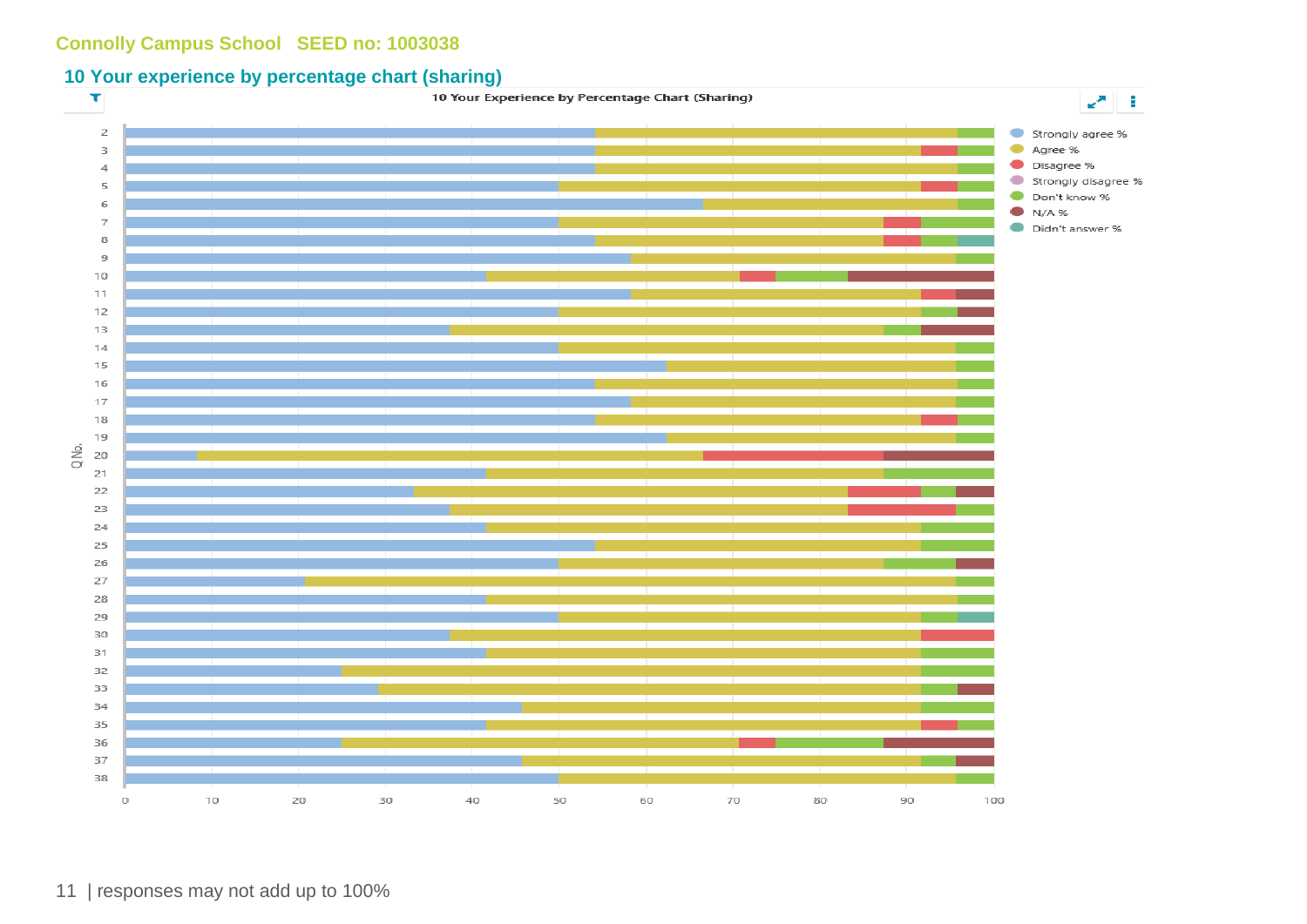Connolly Campus School SEED no: 1003038

## 10 Your experience by percentage chart (sharing)

10 Your Experience by Percentage Chart (Sharing)

Strongly agree %
Agree %
Disagree %
Strongly disagree %
Don't know %
N/A %
Didn't answer %

Q No.

responses may not add up to 100%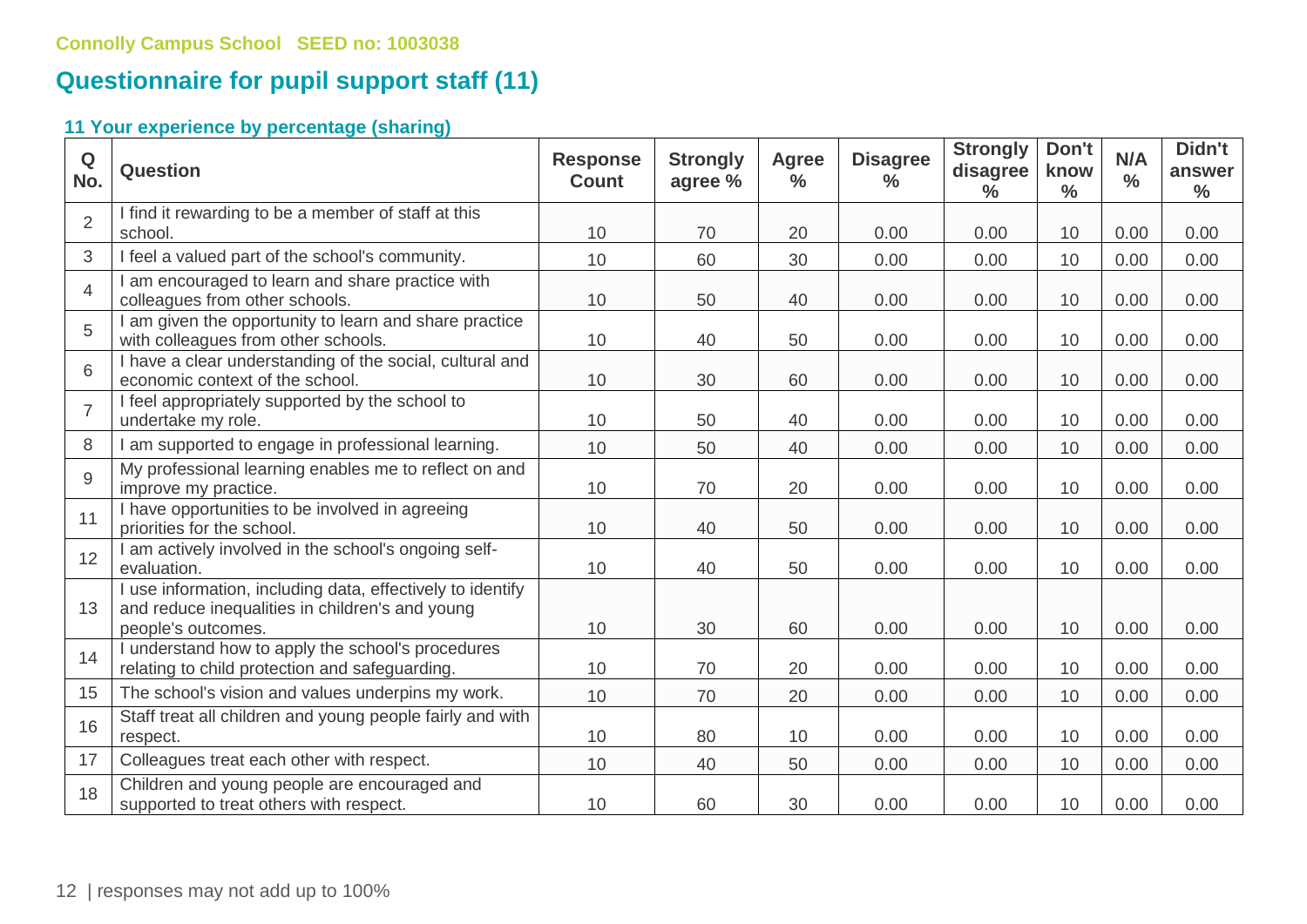Connolly Campus School SEED no: 1003038

## Questionnaire for pupil support staff (11)

### 11 Your experience by percentage (sharing)

| Q No. | Question | Response Count | Strongly agree % | Agree % | Disagree % | Strongly disagree % | Don't know % | N/A % | Didn't answer % |
|---|---|---|---|---|---|---|---|---|---|
| 2 | I find it rewarding to be a member of staff at this school. | 10 | 70 | 20 | 0.00 | 0.00 | 10 | 0.00 | 0.00 |
| 3 | I feel a valued part of the school's community. | 10 | 60 | 30 | 0.00 | 0.00 | 10 | 0.00 | 0.00 |
| 4 | I am encouraged to learn and share practice with colleagues from other schools. | 10 | 50 | 40 | 0.00 | 0.00 | 10 | 0.00 | 0.00 |
| 5 | I am given the opportunity to learn and share practice with colleagues from other schools. | 10 | 40 | 50 | 0.00 | 0.00 | 10 | 0.00 | 0.00 |
| 6 | I have a clear understanding of the social, cultural and economic context of the school. | 10 | 30 | 60 | 0.00 | 0.00 | 10 | 0.00 | 0.00 |
| 7 | I feel appropriately supported by the school to undertake my role. | 10 | 50 | 40 | 0.00 | 0.00 | 10 | 0.00 | 0.00 |
| 8 | I am supported to engage in professional learning. | 10 | 50 | 40 | 0.00 | 0.00 | 10 | 0.00 | 0.00 |
| 9 | My professional learning enables me to reflect on and improve my practice. | 10 | 70 | 20 | 0.00 | 0.00 | 10 | 0.00 | 0.00 |
| 11 | I have opportunities to be involved in agreeing priorities for the school. | 10 | 40 | 50 | 0.00 | 0.00 | 10 | 0.00 | 0.00 |
| 12 | I am actively involved in the school's ongoing self-evaluation. | 10 | 40 | 50 | 0.00 | 0.00 | 10 | 0.00 | 0.00 |
| 13 | I use information, including data, effectively to identify and reduce inequalities in children's and young people's outcomes. | 10 | 30 | 60 | 0.00 | 0.00 | 10 | 0.00 | 0.00 |
| 14 | I understand how to apply the school's procedures relating to child protection and safeguarding. | 10 | 70 | 20 | 0.00 | 0.00 | 10 | 0.00 | 0.00 |
| 15 | The school's vision and values underpins my work. | 10 | 70 | 20 | 0.00 | 0.00 | 10 | 0.00 | 0.00 |
| 16 | Staff treat all children and young people fairly and with respect. | 10 | 80 | 10 | 0.00 | 0.00 | 10 | 0.00 | 0.00 |
| 17 | Colleagues treat each other with respect. | 10 | 40 | 50 | 0.00 | 0.00 | 10 | 0.00 | 0.00 |
| 18 | Children and young people are encouraged and supported to treat others with respect. | 10 | 60 | 30 | 0.00 | 0.00 | 10 | 0.00 | 0.00 |

responses may not add up to 100%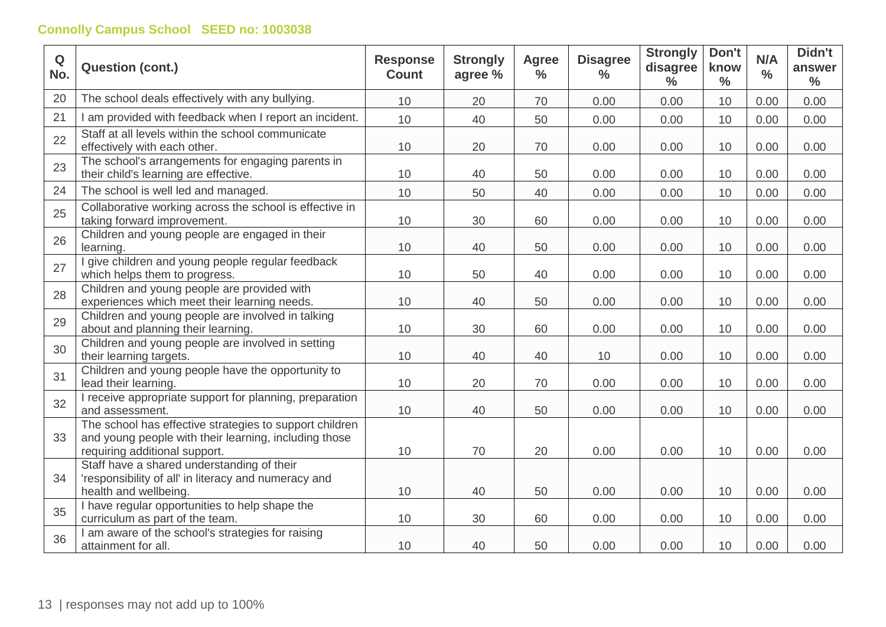**Connolly Campus School SEED no: 1003038**

| Q No. | Question (cont.) | Response Count | Strongly agree % | Agree % | Disagree % | Strongly disagree % | Don't know % | N/A % | Didn't answer % |
|---|---|---|---|---|---|---|---|---|---|
| 20 | The school deals effectively with any bullying. | 10 | 20 | 70 | 0.00 | 0.00 | 10 | 0.00 | 0.00 |
| 21 | I am provided with feedback when I report an incident. | 10 | 40 | 50 | 0.00 | 0.00 | 10 | 0.00 | 0.00 |
| 22 | Staff at all levels within the school communicate effectively with each other. | 10 | 20 | 70 | 0.00 | 0.00 | 10 | 0.00 | 0.00 |
| 23 | The school's arrangements for engaging parents in their child's learning are effective. | 10 | 40 | 50 | 0.00 | 0.00 | 10 | 0.00 | 0.00 |
| 24 | The school is well led and managed. | 10 | 50 | 40 | 0.00 | 0.00 | 10 | 0.00 | 0.00 |
| 25 | Collaborative working across the school is effective in taking forward improvement. | 10 | 30 | 60 | 0.00 | 0.00 | 10 | 0.00 | 0.00 |
| 26 | Children and young people are engaged in their learning. | 10 | 40 | 50 | 0.00 | 0.00 | 10 | 0.00 | 0.00 |
| 27 | I give children and young people regular feedback which helps them to progress. | 10 | 50 | 40 | 0.00 | 0.00 | 10 | 0.00 | 0.00 |
| 28 | Children and young people are provided with experiences which meet their learning needs. | 10 | 40 | 50 | 0.00 | 0.00 | 10 | 0.00 | 0.00 |
| 29 | Children and young people are involved in talking about and planning their learning. | 10 | 30 | 60 | 0.00 | 0.00 | 10 | 0.00 | 0.00 |
| 30 | Children and young people are involved in setting their learning targets. | 10 | 40 | 40 | 10 | 0.00 | 10 | 0.00 | 0.00 |
| 31 | Children and young people have the opportunity to lead their learning. | 10 | 20 | 70 | 0.00 | 0.00 | 10 | 0.00 | 0.00 |
| 32 | I receive appropriate support for planning, preparation and assessment. | 10 | 40 | 50 | 0.00 | 0.00 | 10 | 0.00 | 0.00 |
| 33 | The school has effective strategies to support children and young people with their learning, including those requiring additional support. | 10 | 70 | 20 | 0.00 | 0.00 | 10 | 0.00 | 0.00 |
| 34 | Staff have a shared understanding of their 'responsibility of all' in literacy and numeracy and health and wellbeing. | 10 | 40 | 50 | 0.00 | 0.00 | 10 | 0.00 | 0.00 |
| 35 | I have regular opportunities to help shape the curriculum as part of the team. | 10 | 30 | 60 | 0.00 | 0.00 | 10 | 0.00 | 0.00 |
| 36 | I am aware of the school's strategies for raising attainment for all. | 10 | 40 | 50 | 0.00 | 0.00 | 10 | 0.00 | 0.00 |

responses may not add up to 100%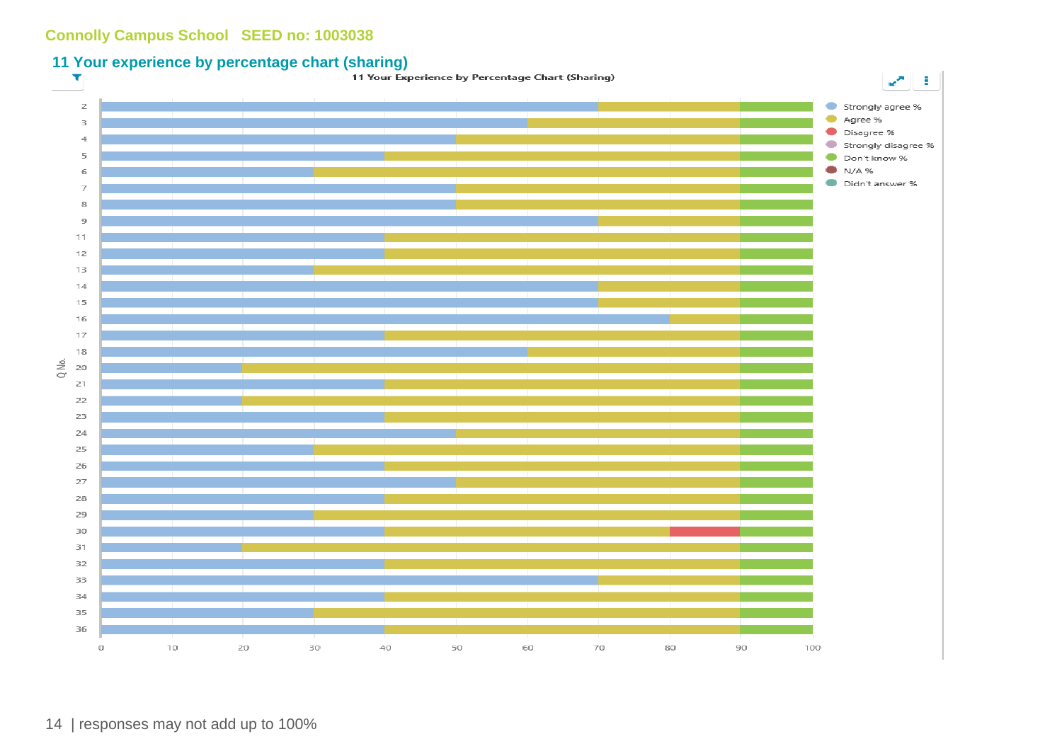Connolly Campus School SEED no: 1003038

## 11 Your experience by percentage chart (sharing)

11 Your Experience by Percentage Chart (Sharing)

Strongly agree %
Agree %
Disagree %
Strongly disagree %
Don't know %
N/A %
Didn't answer %

Q No.

2
3
4
5
6
7
8
9
11
12
13
14
15
16
17
18
20
21
22
23
24
25
26
27
28
29
30
31
32
33
34
35
36

0 10 20 30 40 50 60 70 80 90 100

| responses may not add up to 100%